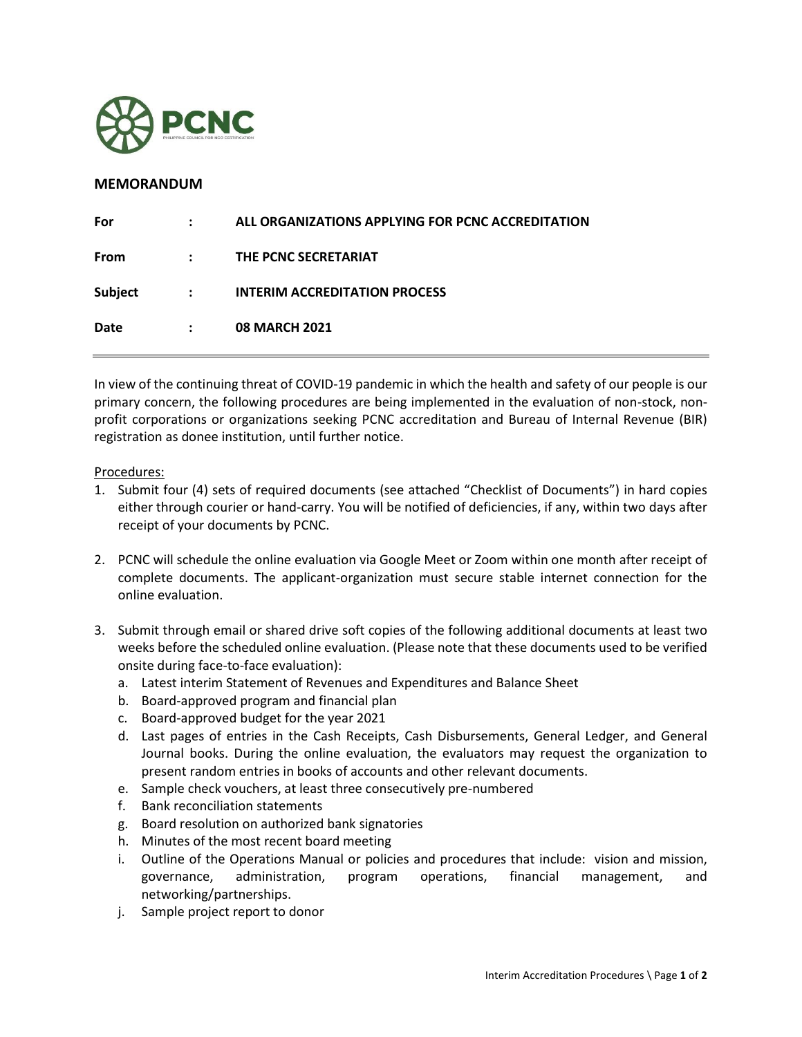PCNC

PHILIPPINE COUNCIL FOR NGO CERTIFICATION

## MEMORANDUM

| | | |
|---|---|---|
| **For** | **:** | **ALL ORGANIZATIONS APPLYING FOR PCNC ACCREDITATION** |
| **From** | **:** | **THE PCNC SECRETARIAT** |
| **Subject** | **:** | **INTERIM ACCREDITATION PROCESS** |
| **Date** | **:** | **08 MARCH 2021** |

---

In view of the continuing threat of COVID-19 pandemic in which the health and safety of our people is our primary concern, the following procedures are being implemented in the evaluation of non-stock, non-profit corporations or organizations seeking PCNC accreditation and Bureau of Internal Revenue (BIR) registration as donee institution, until further notice.

Procedures:

1. Submit four (4) sets of required documents (see attached "Checklist of Documents") in hard copies either through courier or hand-carry. You will be notified of deficiencies, if any, within two days after receipt of your documents by PCNC.

2. PCNC will schedule the online evaluation via Google Meet or Zoom within one month after receipt of complete documents. The applicant-organization must secure stable internet connection for the online evaluation.

3. Submit through email or shared drive soft copies of the following additional documents at least two weeks before the scheduled online evaluation. (Please note that these documents used to be verified onsite during face-to-face evaluation):
   a. Latest interim Statement of Revenues and Expenditures and Balance Sheet
   b. Board-approved program and financial plan
   c. Board-approved budget for the year 2021
   d. Last pages of entries in the Cash Receipts, Cash Disbursements, General Ledger, and General Journal books. During the online evaluation, the evaluators may request the organization to present random entries in books of accounts and other relevant documents.
   e. Sample check vouchers, at least three consecutively pre-numbered
   f. Bank reconciliation statements
   g. Board resolution on authorized bank signatories
   h. Minutes of the most recent board meeting
   i. Outline of the Operations Manual or policies and procedures that include: vision and mission, governance, administration, program operations, financial management, and networking/partnerships.
   j. Sample project report to donor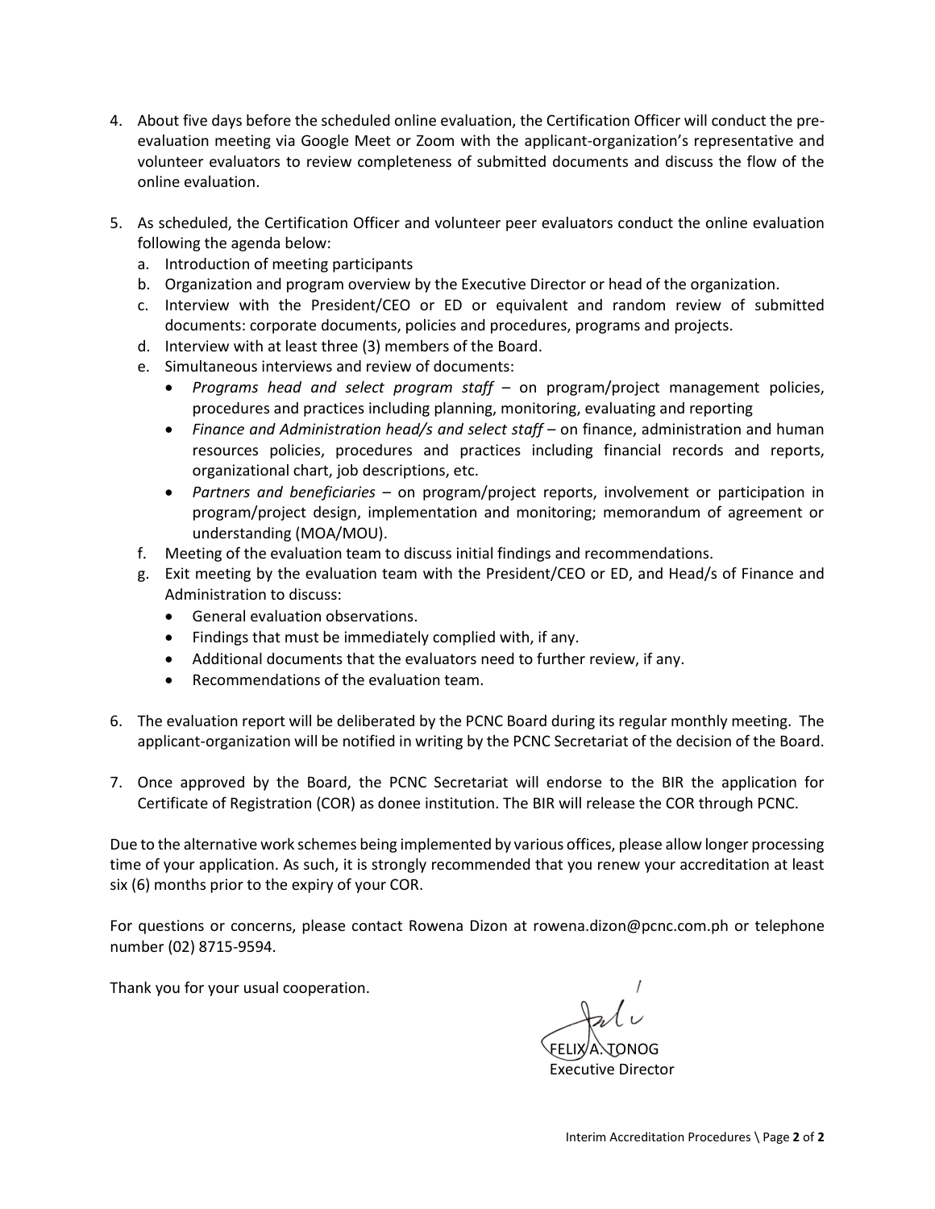4. About five days before the scheduled online evaluation, the Certification Officer will conduct the pre-evaluation meeting via Google Meet or Zoom with the applicant-organization's representative and volunteer evaluators to review completeness of submitted documents and discuss the flow of the online evaluation.

5. As scheduled, the Certification Officer and volunteer peer evaluators conduct the online evaluation following the agenda below:
   a. Introduction of meeting participants
   b. Organization and program overview by the Executive Director or head of the organization.
   c. Interview with the President/CEO or ED or equivalent and random review of submitted documents: corporate documents, policies and procedures, programs and projects.
   d. Interview with at least three (3) members of the Board.
   e. Simultaneous interviews and review of documents:
      - *Programs head and select program staff* – on program/project management policies, procedures and practices including planning, monitoring, evaluating and reporting
      - *Finance and Administration head/s and select staff* – on finance, administration and human resources policies, procedures and practices including financial records and reports, organizational chart, job descriptions, etc.
      - *Partners and beneficiaries* – on program/project reports, involvement or participation in program/project design, implementation and monitoring; memorandum of agreement or understanding (MOA/MOU).
   f. Meeting of the evaluation team to discuss initial findings and recommendations.
   g. Exit meeting by the evaluation team with the President/CEO or ED, and Head/s of Finance and Administration to discuss:
      - General evaluation observations.
      - Findings that must be immediately complied with, if any.
      - Additional documents that the evaluators need to further review, if any.
      - Recommendations of the evaluation team.

6. The evaluation report will be deliberated by the PCNC Board during its regular monthly meeting. The applicant-organization will be notified in writing by the PCNC Secretariat of the decision of the Board.

7. Once approved by the Board, the PCNC Secretariat will endorse to the BIR the application for Certificate of Registration (COR) as donee institution. The BIR will release the COR through PCNC.

Due to the alternative work schemes being implemented by various offices, please allow longer processing time of your application. As such, it is strongly recommended that you renew your accreditation at least six (6) months prior to the expiry of your COR.

For questions or concerns, please contact Rowena Dizon at rowena.dizon@pcnc.com.ph or telephone number (02) 8715-9594.

Thank you for your usual cooperation.

FELIX A. TONOG
Executive Director